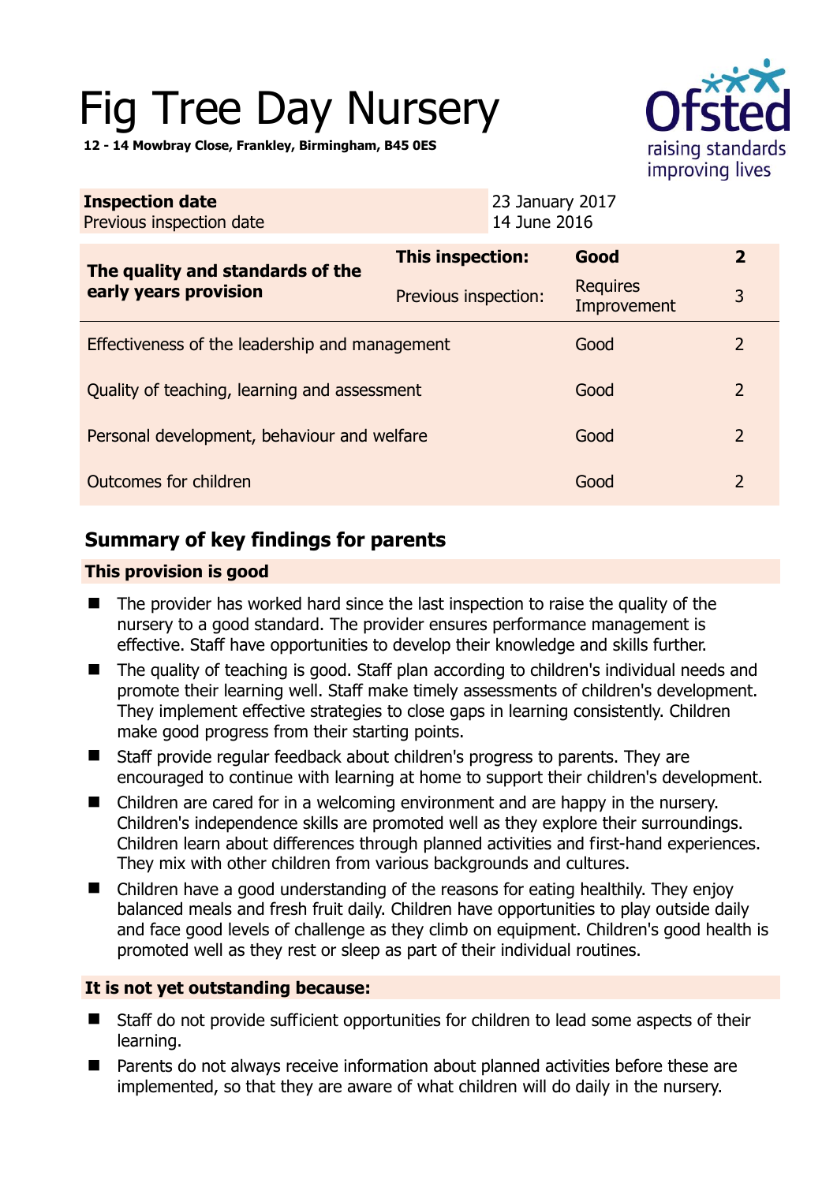# Fig Tree Day Nursery

**12 - 14 Mowbray Close, Frankley, Birmingham, B45 0ES**

| **Inspection date** | 23 January 2017 |
|---|---|
| Previous inspection date | 14 June 2016 |

| **The quality and standards of the early years provision** | **This inspection:** | **Good** | **2** |
|---|---|---|---|
| | Previous inspection: | Requires Improvement | 3 |
| Effectiveness of the leadership and management | | Good | 2 |
| Quality of teaching, learning and assessment | | Good | 2 |
| Personal development, behaviour and welfare | | Good | 2 |
| Outcomes for children | | Good | 2 |

## Summary of key findings for parents

**This provision is good**

- The provider has worked hard since the last inspection to raise the quality of the nursery to a good standard. The provider ensures performance management is effective. Staff have opportunities to develop their knowledge and skills further.
- The quality of teaching is good. Staff plan according to children's individual needs and promote their learning well. Staff make timely assessments of children's development. They implement effective strategies to close gaps in learning consistently. Children make good progress from their starting points.
- Staff provide regular feedback about children's progress to parents. They are encouraged to continue with learning at home to support their children's development.
- Children are cared for in a welcoming environment and are happy in the nursery. Children's independence skills are promoted well as they explore their surroundings. Children learn about differences through planned activities and first-hand experiences. They mix with other children from various backgrounds and cultures.
- Children have a good understanding of the reasons for eating healthily. They enjoy balanced meals and fresh fruit daily. Children have opportunities to play outside daily and face good levels of challenge as they climb on equipment. Children's good health is promoted well as they rest or sleep as part of their individual routines.

**It is not yet outstanding because:**

- Staff do not provide sufficient opportunities for children to lead some aspects of their learning.
- Parents do not always receive information about planned activities before these are implemented, so that they are aware of what children will do daily in the nursery.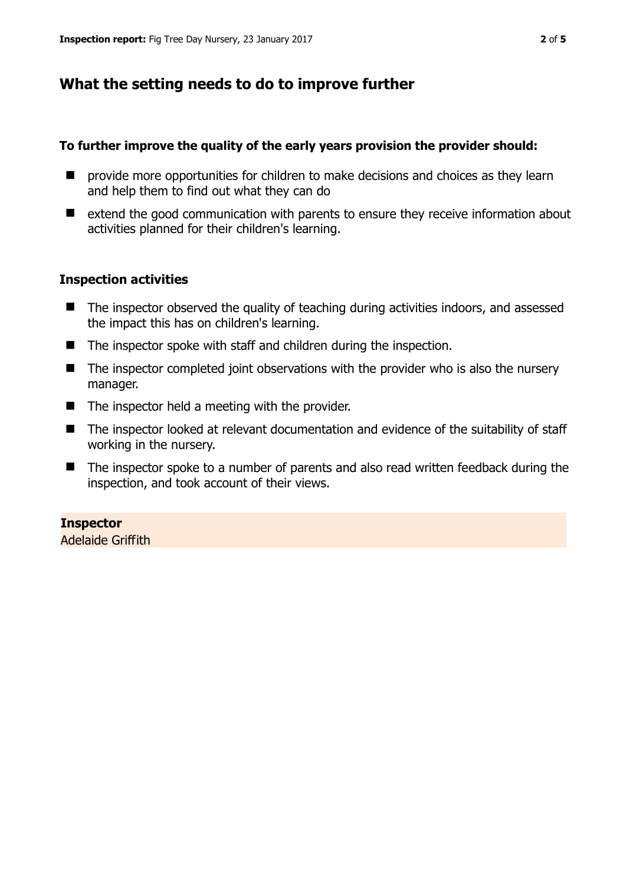## What the setting needs to do to improve further

### To further improve the quality of the early years provision the provider should:

- provide more opportunities for children to make decisions and choices as they learn and help them to find out what they can do
- extend the good communication with parents to ensure they receive information about activities planned for their children's learning.

### Inspection activities

- The inspector observed the quality of teaching during activities indoors, and assessed the impact this has on children's learning.
- The inspector spoke with staff and children during the inspection.
- The inspector completed joint observations with the provider who is also the nursery manager.
- The inspector held a meeting with the provider.
- The inspector looked at relevant documentation and evidence of the suitability of staff working in the nursery.
- The inspector spoke to a number of parents and also read written feedback during the inspection, and took account of their views.

**Inspector**
Adelaide Griffith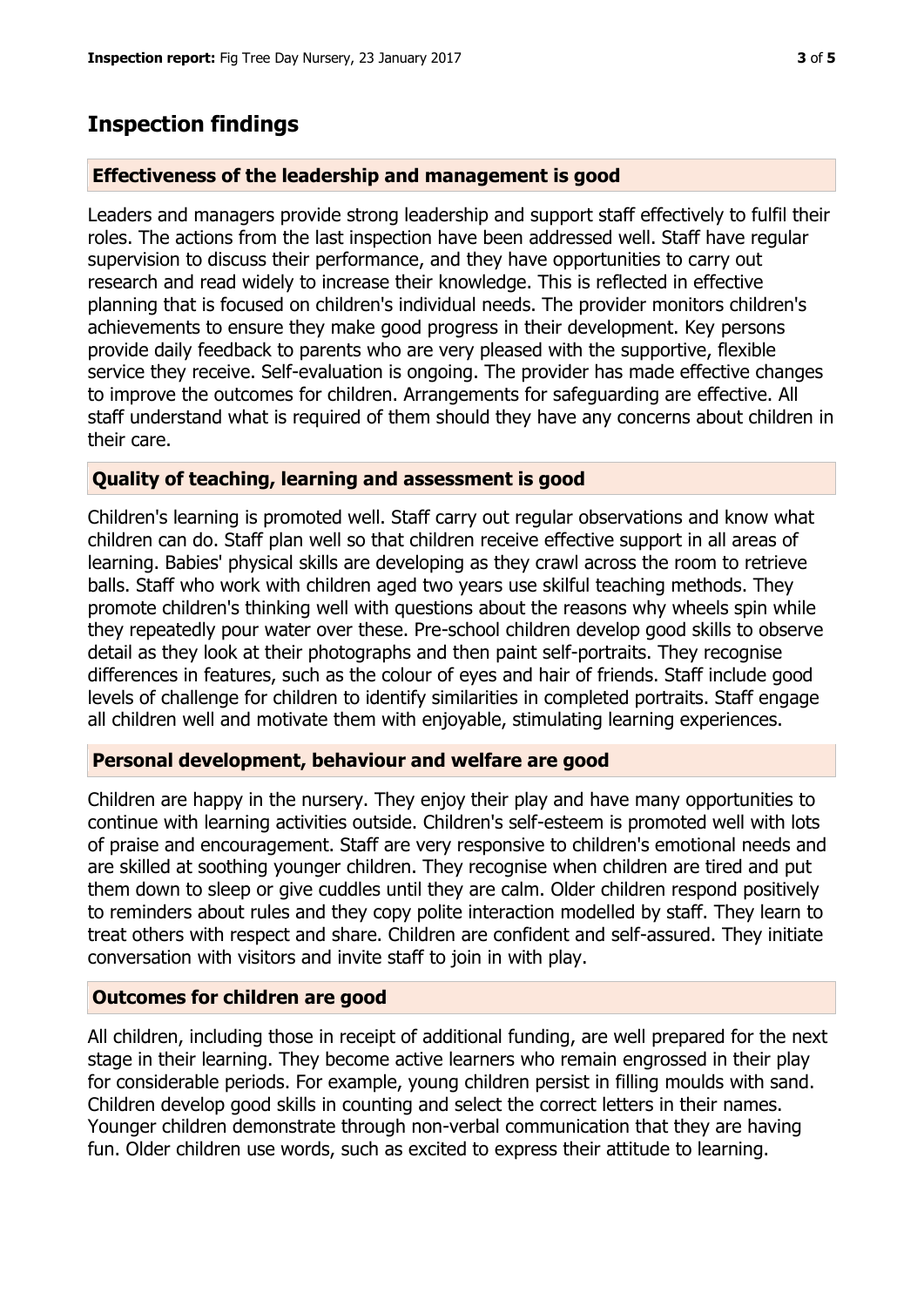# Inspection findings

### Effectiveness of the leadership and management is good

Leaders and managers provide strong leadership and support staff effectively to fulfil their roles. The actions from the last inspection have been addressed well. Staff have regular supervision to discuss their performance, and they have opportunities to carry out research and read widely to increase their knowledge. This is reflected in effective planning that is focused on children's individual needs. The provider monitors children's achievements to ensure they make good progress in their development. Key persons provide daily feedback to parents who are very pleased with the supportive, flexible service they receive. Self-evaluation is ongoing. The provider has made effective changes to improve the outcomes for children. Arrangements for safeguarding are effective. All staff understand what is required of them should they have any concerns about children in their care.

### Quality of teaching, learning and assessment is good

Children's learning is promoted well. Staff carry out regular observations and know what children can do. Staff plan well so that children receive effective support in all areas of learning. Babies' physical skills are developing as they crawl across the room to retrieve balls. Staff who work with children aged two years use skilful teaching methods. They promote children's thinking well with questions about the reasons why wheels spin while they repeatedly pour water over these. Pre-school children develop good skills to observe detail as they look at their photographs and then paint self-portraits. They recognise differences in features, such as the colour of eyes and hair of friends. Staff include good levels of challenge for children to identify similarities in completed portraits. Staff engage all children well and motivate them with enjoyable, stimulating learning experiences.

### Personal development, behaviour and welfare are good

Children are happy in the nursery. They enjoy their play and have many opportunities to continue with learning activities outside. Children's self-esteem is promoted well with lots of praise and encouragement. Staff are very responsive to children's emotional needs and are skilled at soothing younger children. They recognise when children are tired and put them down to sleep or give cuddles until they are calm. Older children respond positively to reminders about rules and they copy polite interaction modelled by staff. They learn to treat others with respect and share. Children are confident and self-assured. They initiate conversation with visitors and invite staff to join in with play.

### Outcomes for children are good

All children, including those in receipt of additional funding, are well prepared for the next stage in their learning. They become active learners who remain engrossed in their play for considerable periods. For example, young children persist in filling moulds with sand. Children develop good skills in counting and select the correct letters in their names. Younger children demonstrate through non-verbal communication that they are having fun. Older children use words, such as excited to express their attitude to learning.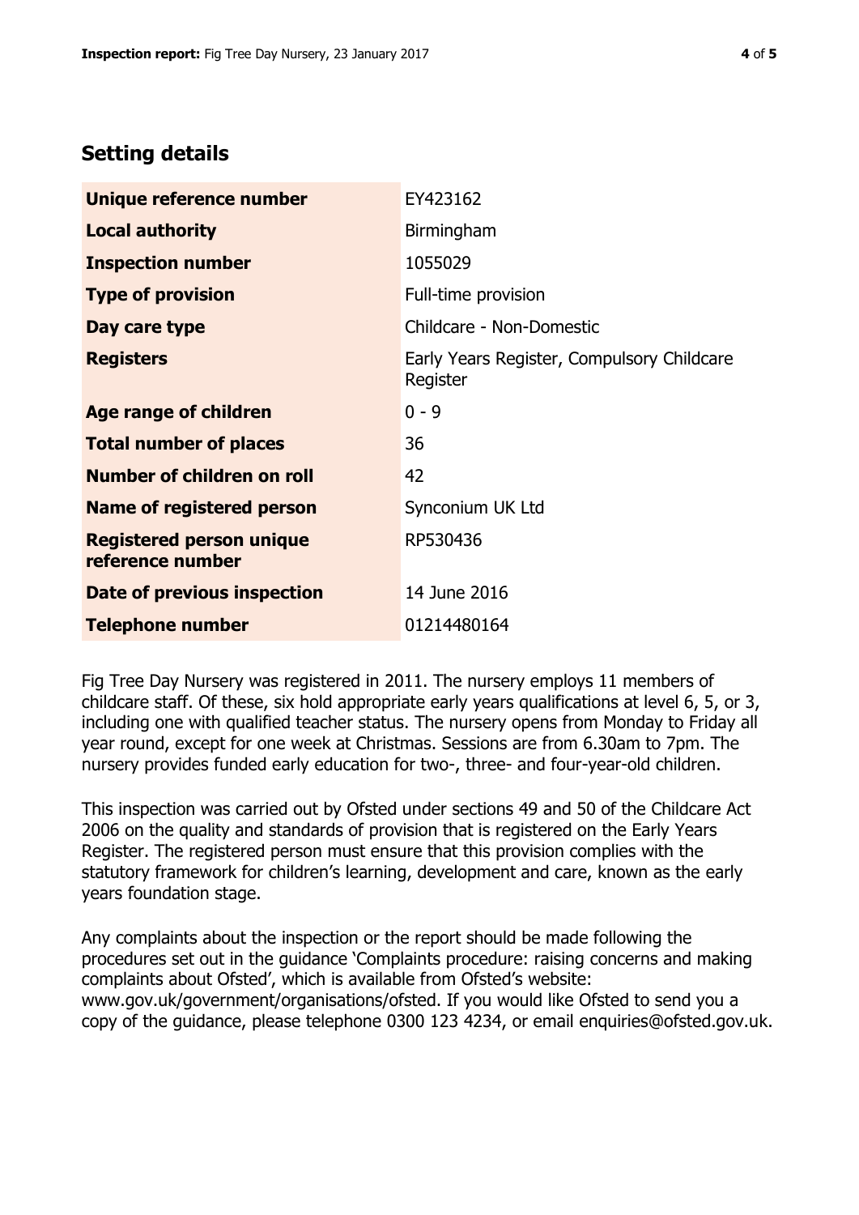## Setting details

| | |
|---|---|
| **Unique reference number** | EY423162 |
| **Local authority** | Birmingham |
| **Inspection number** | 1055029 |
| **Type of provision** | Full-time provision |
| **Day care type** | Childcare - Non-Domestic |
| **Registers** | Early Years Register, Compulsory Childcare Register |
| **Age range of children** | 0 - 9 |
| **Total number of places** | 36 |
| **Number of children on roll** | 42 |
| **Name of registered person** | Synconium UK Ltd |
| **Registered person unique reference number** | RP530436 |
| **Date of previous inspection** | 14 June 2016 |
| **Telephone number** | 01214480164 |

Fig Tree Day Nursery was registered in 2011. The nursery employs 11 members of childcare staff. Of these, six hold appropriate early years qualifications at level 6, 5, or 3, including one with qualified teacher status. The nursery opens from Monday to Friday all year round, except for one week at Christmas. Sessions are from 6.30am to 7pm. The nursery provides funded early education for two-, three- and four-year-old children.

This inspection was carried out by Ofsted under sections 49 and 50 of the Childcare Act 2006 on the quality and standards of provision that is registered on the Early Years Register. The registered person must ensure that this provision complies with the statutory framework for children's learning, development and care, known as the early years foundation stage.

Any complaints about the inspection or the report should be made following the procedures set out in the guidance 'Complaints procedure: raising concerns and making complaints about Ofsted', which is available from Ofsted's website: www.gov.uk/government/organisations/ofsted. If you would like Ofsted to send you a copy of the guidance, please telephone 0300 123 4234, or email enquiries@ofsted.gov.uk.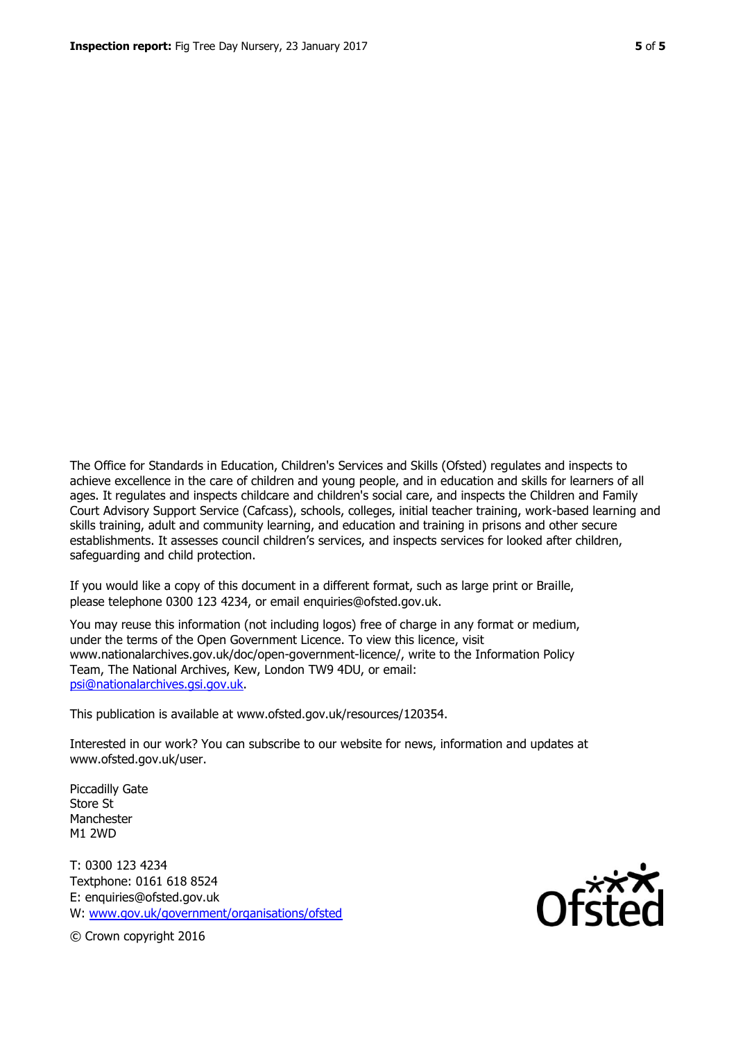The Office for Standards in Education, Children's Services and Skills (Ofsted) regulates and inspects to achieve excellence in the care of children and young people, and in education and skills for learners of all ages. It regulates and inspects childcare and children's social care, and inspects the Children and Family Court Advisory Support Service (Cafcass), schools, colleges, initial teacher training, work-based learning and skills training, adult and community learning, and education and training in prisons and other secure establishments. It assesses council children's services, and inspects services for looked after children, safeguarding and child protection.

If you would like a copy of this document in a different format, such as large print or Braille, please telephone 0300 123 4234, or email enquiries@ofsted.gov.uk.

You may reuse this information (not including logos) free of charge in any format or medium, under the terms of the Open Government Licence. To view this licence, visit www.nationalarchives.gov.uk/doc/open-government-licence/, write to the Information Policy Team, The National Archives, Kew, London TW9 4DU, or email: psi@nationalarchives.gsi.gov.uk.

This publication is available at www.ofsted.gov.uk/resources/120354.

Interested in our work? You can subscribe to our website for news, information and updates at www.ofsted.gov.uk/user.

Piccadilly Gate
Store St
Manchester
M1 2WD

T: 0300 123 4234
Textphone: 0161 618 8524
E: enquiries@ofsted.gov.uk
W: www.gov.uk/government/organisations/ofsted

© Crown copyright 2016